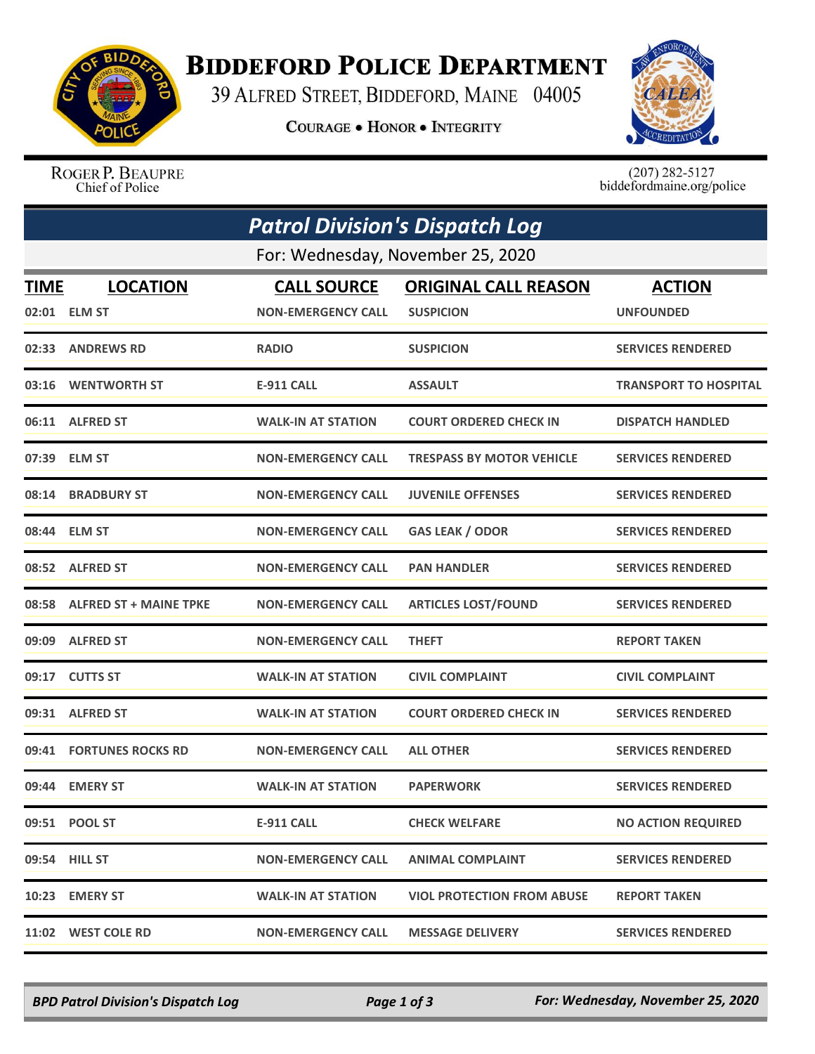# Biddeford Police Department

39 Alfred Street, Biddeford, Maine 04005

**Courage • Honor • Integrity**

Roger P. Beaupre
Chief of Police

(207) 282-5127
biddefordmaine.org/police

## *Patrol Division's Dispatch Log*

For: Wednesday, November 25, 2020

| TIME | LOCATION | CALL SOURCE | ORIGINAL CALL REASON | ACTION |
|---|---|---|---|---|
| 02:01 | ELM ST | NON-EMERGENCY CALL | SUSPICION | UNFOUNDED |
| 02:33 | ANDREWS RD | RADIO | SUSPICION | SERVICES RENDERED |
| 03:16 | WENTWORTH ST | E-911 CALL | ASSAULT | TRANSPORT TO HOSPITAL |
| 06:11 | ALFRED ST | WALK-IN AT STATION | COURT ORDERED CHECK IN | DISPATCH HANDLED |
| 07:39 | ELM ST | NON-EMERGENCY CALL | TRESPASS BY MOTOR VEHICLE | SERVICES RENDERED |
| 08:14 | BRADBURY ST | NON-EMERGENCY CALL | JUVENILE OFFENSES | SERVICES RENDERED |
| 08:44 | ELM ST | NON-EMERGENCY CALL | GAS LEAK / ODOR | SERVICES RENDERED |
| 08:52 | ALFRED ST | NON-EMERGENCY CALL | PAN HANDLER | SERVICES RENDERED |
| 08:58 | ALFRED ST + MAINE TPKE | NON-EMERGENCY CALL | ARTICLES LOST/FOUND | SERVICES RENDERED |
| 09:09 | ALFRED ST | NON-EMERGENCY CALL | THEFT | REPORT TAKEN |
| 09:17 | CUTTS ST | WALK-IN AT STATION | CIVIL COMPLAINT | CIVIL COMPLAINT |
| 09:31 | ALFRED ST | WALK-IN AT STATION | COURT ORDERED CHECK IN | SERVICES RENDERED |
| 09:41 | FORTUNES ROCKS RD | NON-EMERGENCY CALL | ALL OTHER | SERVICES RENDERED |
| 09:44 | EMERY ST | WALK-IN AT STATION | PAPERWORK | SERVICES RENDERED |
| 09:51 | POOL ST | E-911 CALL | CHECK WELFARE | NO ACTION REQUIRED |
| 09:54 | HILL ST | NON-EMERGENCY CALL | ANIMAL COMPLAINT | SERVICES RENDERED |
| 10:23 | EMERY ST | WALK-IN AT STATION | VIOL PROTECTION FROM ABUSE | REPORT TAKEN |
| 11:02 | WEST COLE RD | NON-EMERGENCY CALL | MESSAGE DELIVERY | SERVICES RENDERED |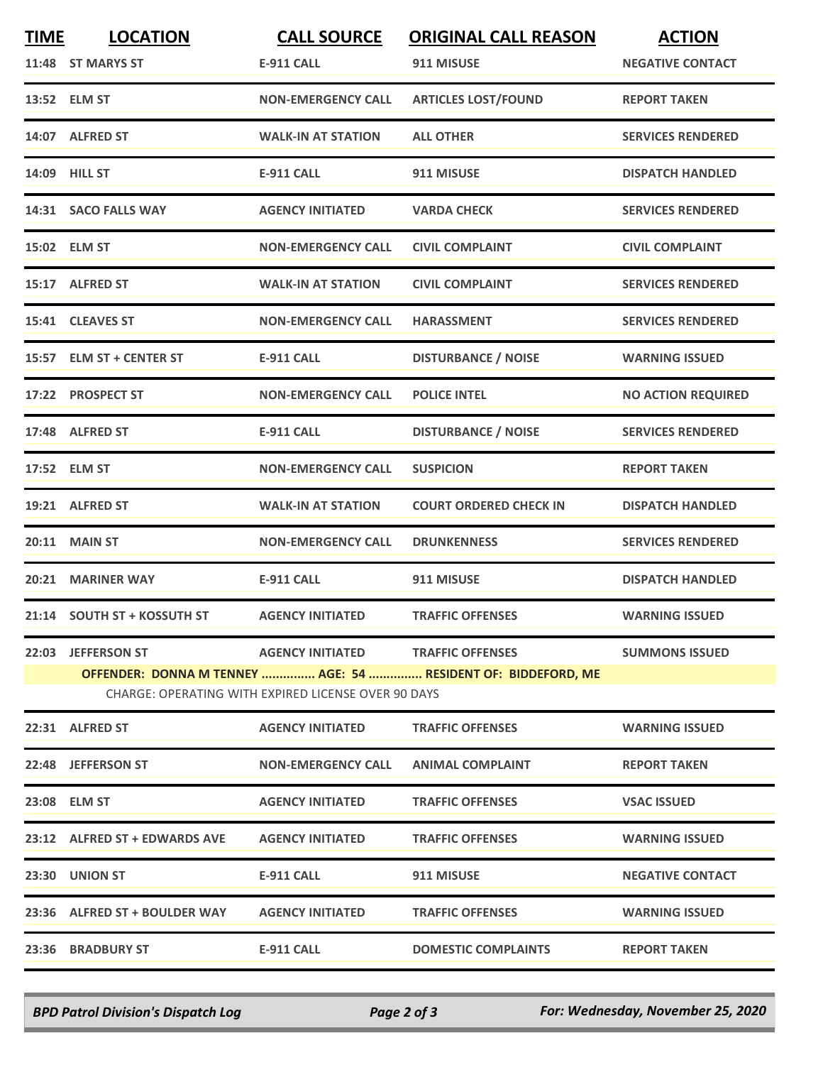| TIME | LOCATION | CALL SOURCE | ORIGINAL CALL REASON | ACTION |
|---|---|---|---|---|
| 11:48 | ST MARYS ST | E-911 CALL | 911 MISUSE | NEGATIVE CONTACT |
| 13:52 | ELM ST | NON-EMERGENCY CALL | ARTICLES LOST/FOUND | REPORT TAKEN |
| 14:07 | ALFRED ST | WALK-IN AT STATION | ALL OTHER | SERVICES RENDERED |
| 14:09 | HILL ST | E-911 CALL | 911 MISUSE | DISPATCH HANDLED |
| 14:31 | SACO FALLS WAY | AGENCY INITIATED | VARDA CHECK | SERVICES RENDERED |
| 15:02 | ELM ST | NON-EMERGENCY CALL | CIVIL COMPLAINT | CIVIL COMPLAINT |
| 15:17 | ALFRED ST | WALK-IN AT STATION | CIVIL COMPLAINT | SERVICES RENDERED |
| 15:41 | CLEAVES ST | NON-EMERGENCY CALL | HARASSMENT | SERVICES RENDERED |
| 15:57 | ELM ST + CENTER ST | E-911 CALL | DISTURBANCE / NOISE | WARNING ISSUED |
| 17:22 | PROSPECT ST | NON-EMERGENCY CALL | POLICE INTEL | NO ACTION REQUIRED |
| 17:48 | ALFRED ST | E-911 CALL | DISTURBANCE / NOISE | SERVICES RENDERED |
| 17:52 | ELM ST | NON-EMERGENCY CALL | SUSPICION | REPORT TAKEN |
| 19:21 | ALFRED ST | WALK-IN AT STATION | COURT ORDERED CHECK IN | DISPATCH HANDLED |
| 20:11 | MAIN ST | NON-EMERGENCY CALL | DRUNKENNESS | SERVICES RENDERED |
| 20:21 | MARINER WAY | E-911 CALL | 911 MISUSE | DISPATCH HANDLED |
| 21:14 | SOUTH ST + KOSSUTH ST | AGENCY INITIATED | TRAFFIC OFFENSES | WARNING ISSUED |
| 22:03 | JEFFERSON ST | AGENCY INITIATED | TRAFFIC OFFENSES | SUMMONS ISSUED |
| | OFFENDER: DONNA M TENNEY ............... AGE: 54 ............... RESIDENT OF: BIDDEFORD, ME | | | |
| | CHARGE: OPERATING WITH EXPIRED LICENSE OVER 90 DAYS | | | |
| 22:31 | ALFRED ST | AGENCY INITIATED | TRAFFIC OFFENSES | WARNING ISSUED |
| 22:48 | JEFFERSON ST | NON-EMERGENCY CALL | ANIMAL COMPLAINT | REPORT TAKEN |
| 23:08 | ELM ST | AGENCY INITIATED | TRAFFIC OFFENSES | VSAC ISSUED |
| 23:12 | ALFRED ST + EDWARDS AVE | AGENCY INITIATED | TRAFFIC OFFENSES | WARNING ISSUED |
| 23:30 | UNION ST | E-911 CALL | 911 MISUSE | NEGATIVE CONTACT |
| 23:36 | ALFRED ST + BOULDER WAY | AGENCY INITIATED | TRAFFIC OFFENSES | WARNING ISSUED |
| 23:36 | BRADBURY ST | E-911 CALL | DOMESTIC COMPLAINTS | REPORT TAKEN |

*BPD Patrol Division's Dispatch Log* — *For: Wednesday, November 25, 2020*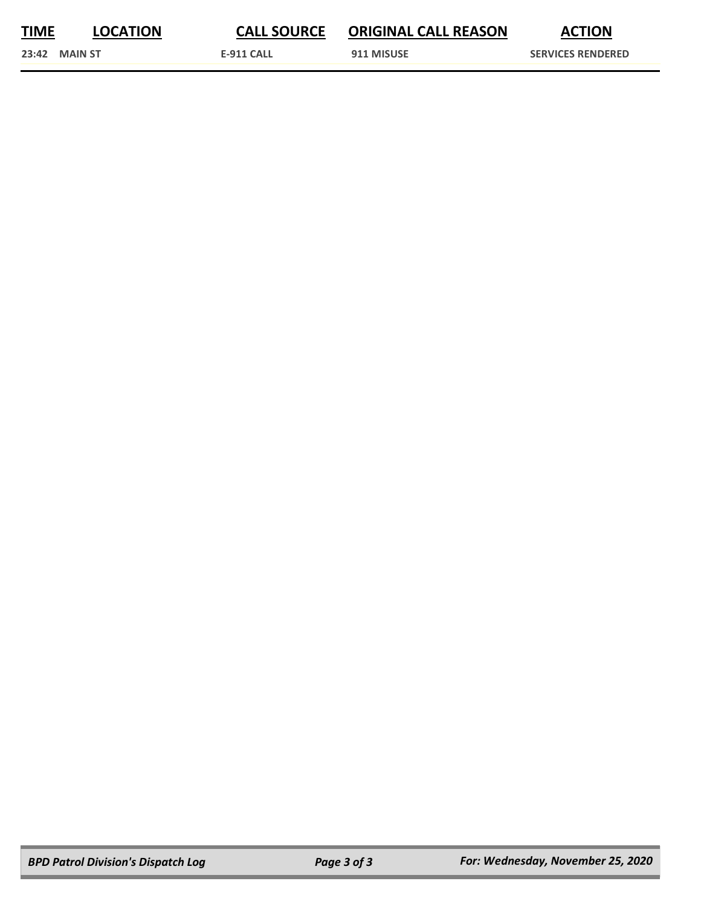| TIME | LOCATION | CALL SOURCE | ORIGINAL CALL REASON | ACTION |
|---|---|---|---|---|
| 23:42 | MAIN ST | E-911 CALL | 911 MISUSE | SERVICES RENDERED |